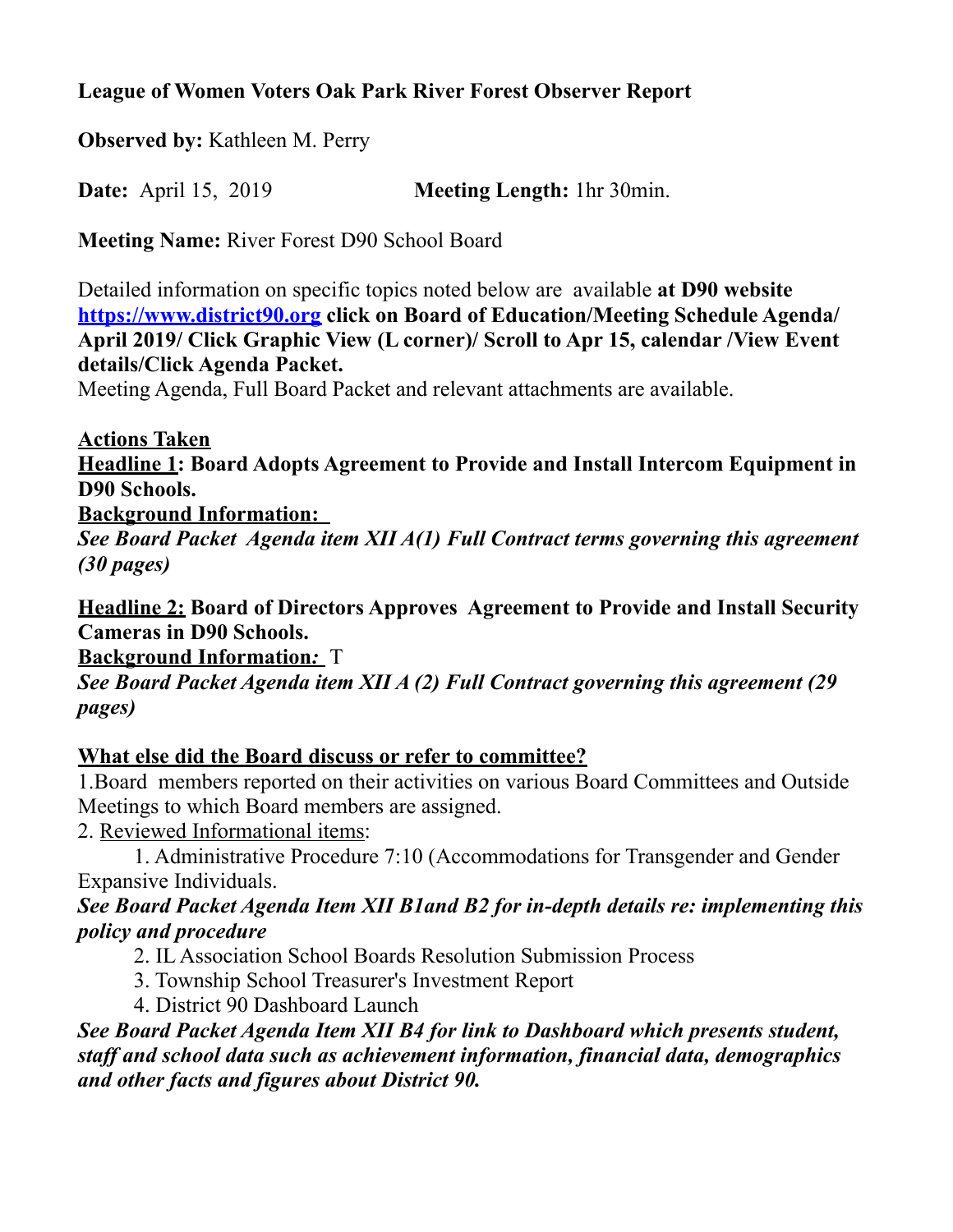**League of Women Voters Oak Park River Forest Observer Report**

**Observed by:** Kathleen M. Perry

**Date:** April 15, 2019 **Meeting Length:** 1hr 30min.

**Meeting Name:** River Forest D90 School Board

Detailed information on specific topics noted below are available **at D90 website [https://www.district90.org](https://www.district90.org) click on Board of Education/Meeting Schedule Agenda/ April 2019/ Click Graphic View (L corner)/ Scroll to Apr 15, calendar /View Event details/Click Agenda Packet.**
Meeting Agenda, Full Board Packet and relevant attachments are available.

**Actions Taken**

**Headline 1: Board Adopts Agreement to Provide and Install Intercom Equipment in D90 Schools.**

**Background Information:**

***See Board Packet Agenda item XII A(1) Full Contract terms governing this agreement (30 pages)***

**Headline 2: Board of Directors Approves Agreement to Provide and Install Security Cameras in D90 Schools.**

**Background Information:** T

***See Board Packet Agenda item XII A (2) Full Contract governing this agreement (29 pages)***

**What else did the Board discuss or refer to committee?**

1.Board members reported on their activities on various Board Committees and Outside Meetings to which Board members are assigned.

2. Reviewed Informational items:

   1. Administrative Procedure 7:10 (Accommodations for Transgender and Gender Expansive Individuals.

***See Board Packet Agenda Item XII B1and B2 for in-depth details re: implementing this policy and procedure***

   2. IL Association School Boards Resolution Submission Process
   3. Township School Treasurer's Investment Report
   4. District 90 Dashboard Launch

***See Board Packet Agenda Item XII B4 for link to Dashboard which presents student, staff and school data such as achievement information, financial data, demographics and other facts and figures about District 90.***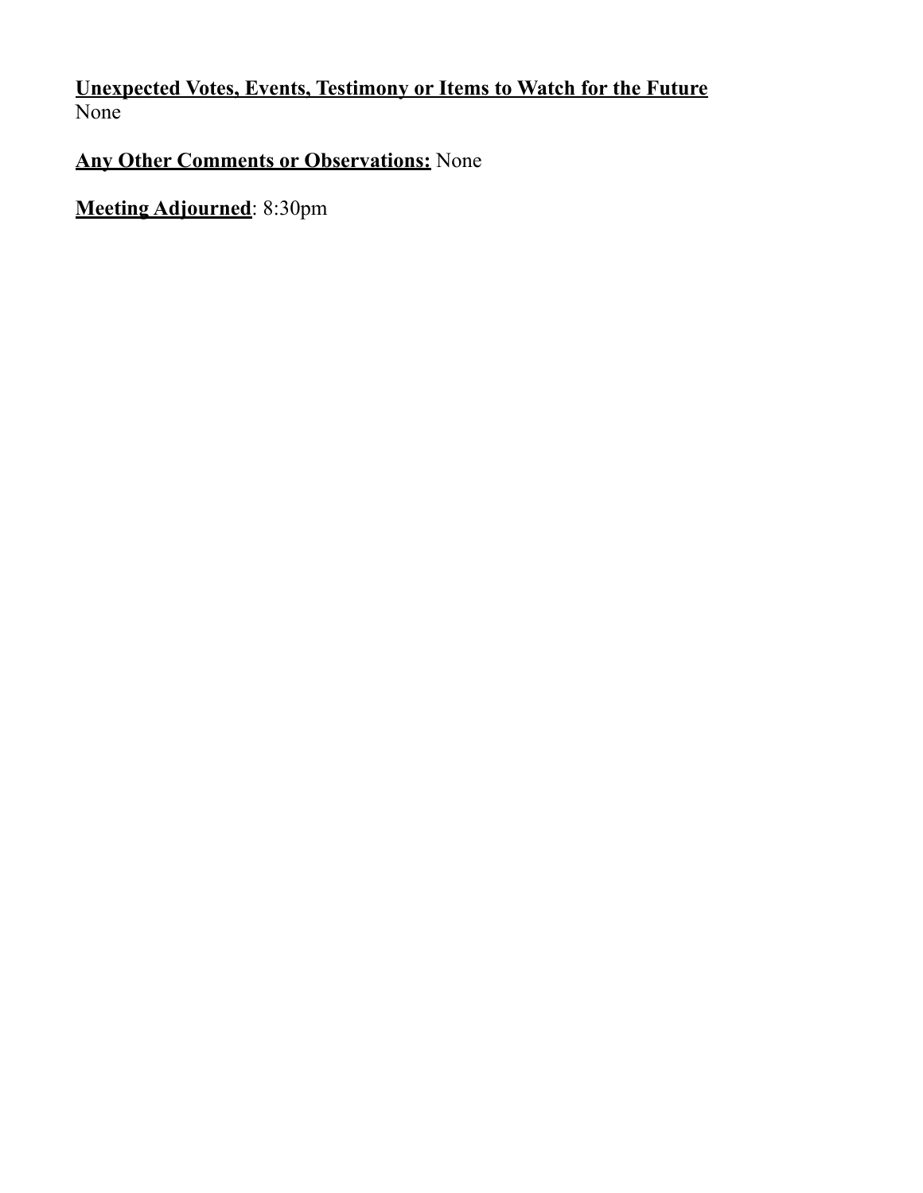**Unexpected Votes, Events, Testimony or Items to Watch for the Future**
None

**Any Other Comments or Observations:** None

**Meeting Adjourned**: 8:30pm